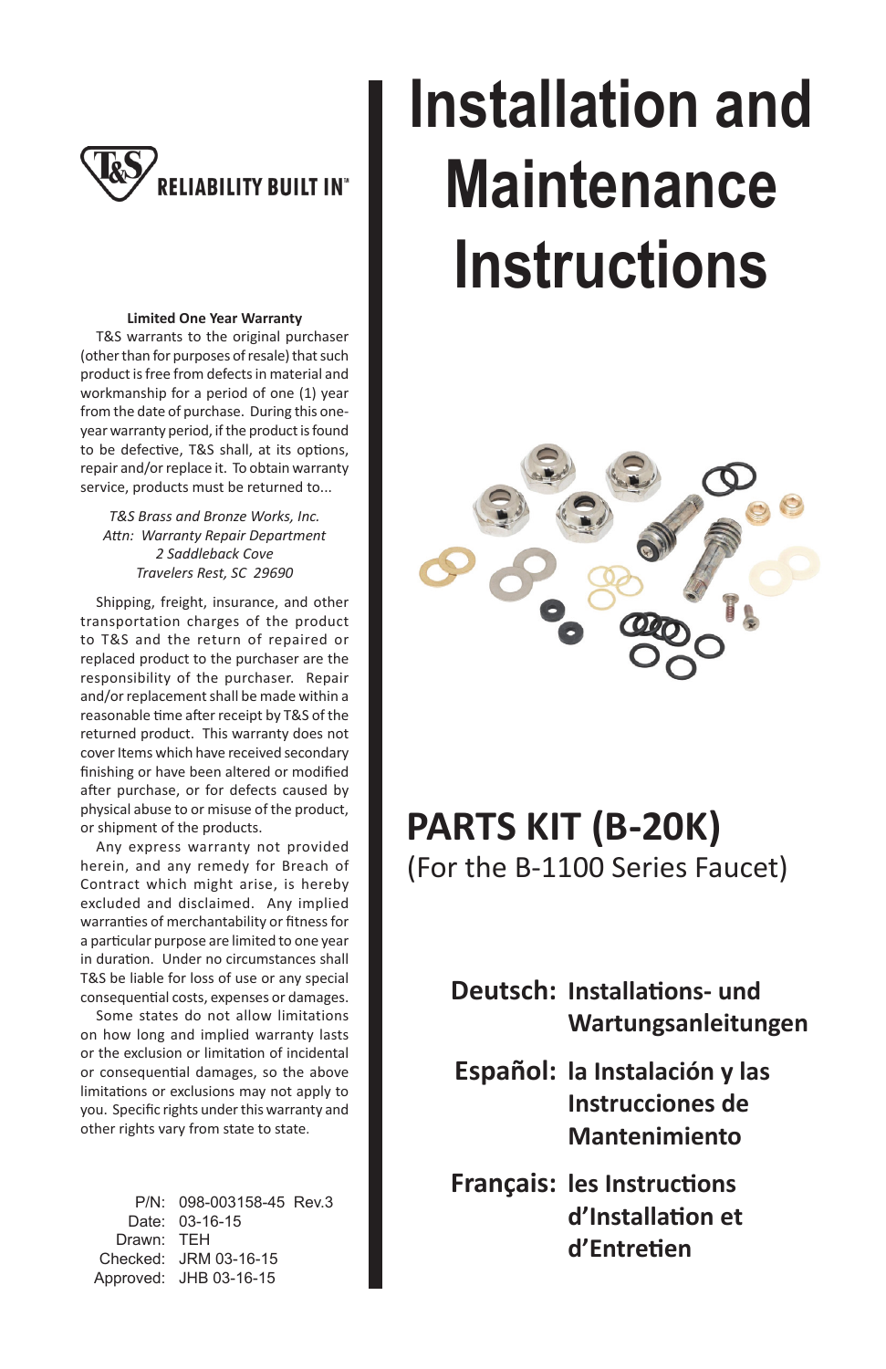# Installation and Maintenance Instructions

T&S RELIABILITY BUILT IN™

**Limited One Year Warranty**

T&S warrants to the original purchaser (other than for purposes of resale) that such product is free from defects in material and workmanship for a period of one (1) year from the date of purchase. During this one-year warranty period, if the product is found to be defective, T&S shall, at its options, repair and/or replace it. To obtain warranty service, products must be returned to...

*T&S Brass and Bronze Works, Inc.*
*Attn: Warranty Repair Department*
*2 Saddleback Cove*
*Travelers Rest, SC 29690*

Shipping, freight, insurance, and other transportation charges of the product to T&S and the return of repaired or replaced product to the purchaser are the responsibility of the purchaser. Repair and/or replacement shall be made within a reasonable time after receipt by T&S of the returned product. This warranty does not cover Items which have received secondary finishing or have been altered or modified after purchase, or for defects caused by physical abuse to or misuse of the product, or shipment of the products.

Any express warranty not provided herein, and any remedy for Breach of Contract which might arise, is hereby excluded and disclaimed. Any implied warranties of merchantability or fitness for a particular purpose are limited to one year in duration. Under no circumstances shall T&S be liable for loss of use or any special consequential costs, expenses or damages.

Some states do not allow limitations on how long and implied warranty lasts or the exclusion or limitation of incidental or consequential damages, so the above limitations or exclusions may not apply to you. Specific rights under this warranty and other rights vary from state to state.

P/N: 098-003158-45 Rev.3
Date: 03-16-15
Drawn: TEH
Checked: JRM 03-16-15
Approved: JHB 03-16-15

## PARTS KIT (B-20K)

(For the B-1100 Series Faucet)

**Deutsch: Installations- und Wartungsanleitungen**

**Español: la Instalación y las Instrucciones de Mantenimiento**

**Français: les Instructions d'Installation et d'Entretien**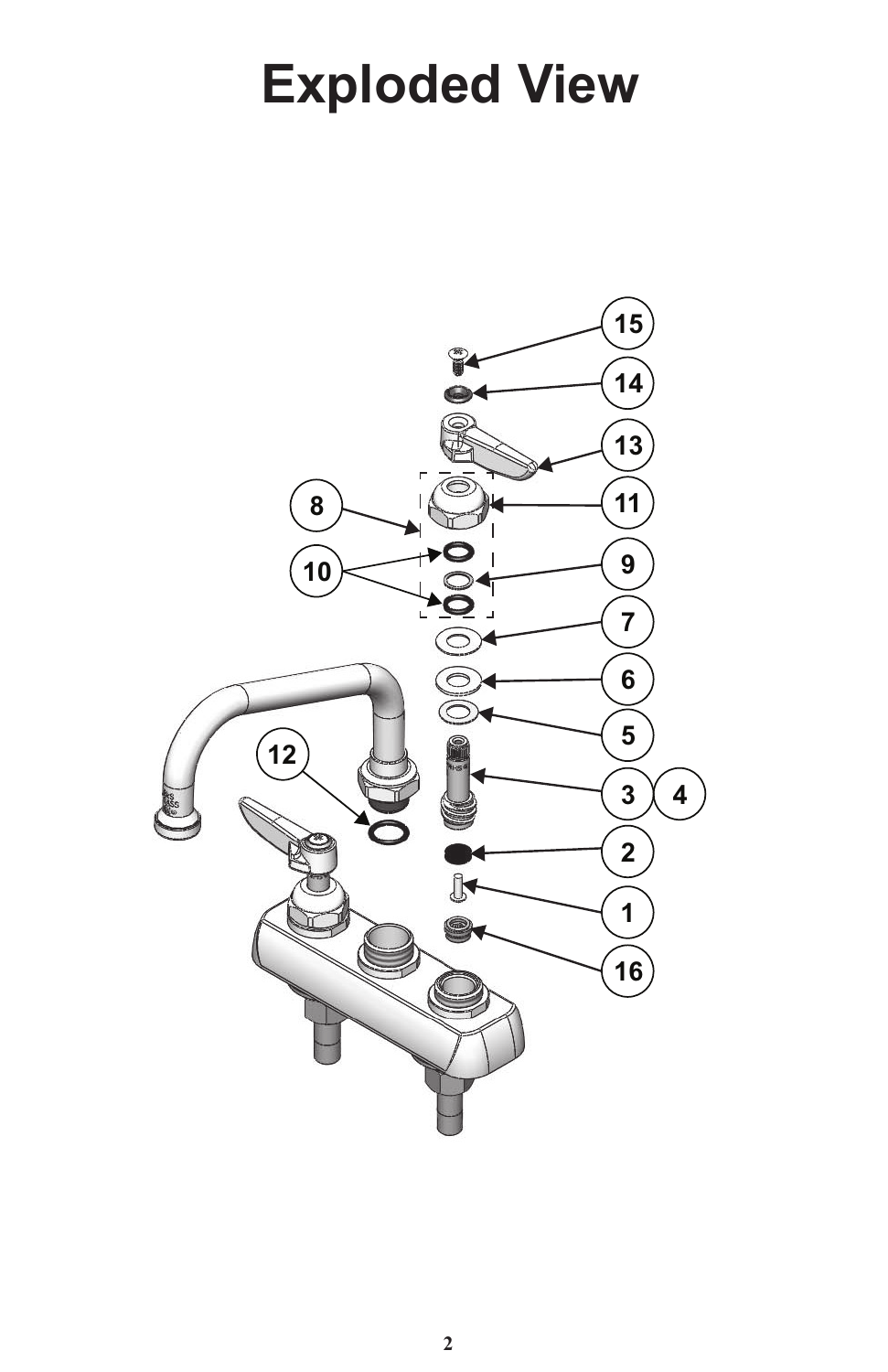# Exploded View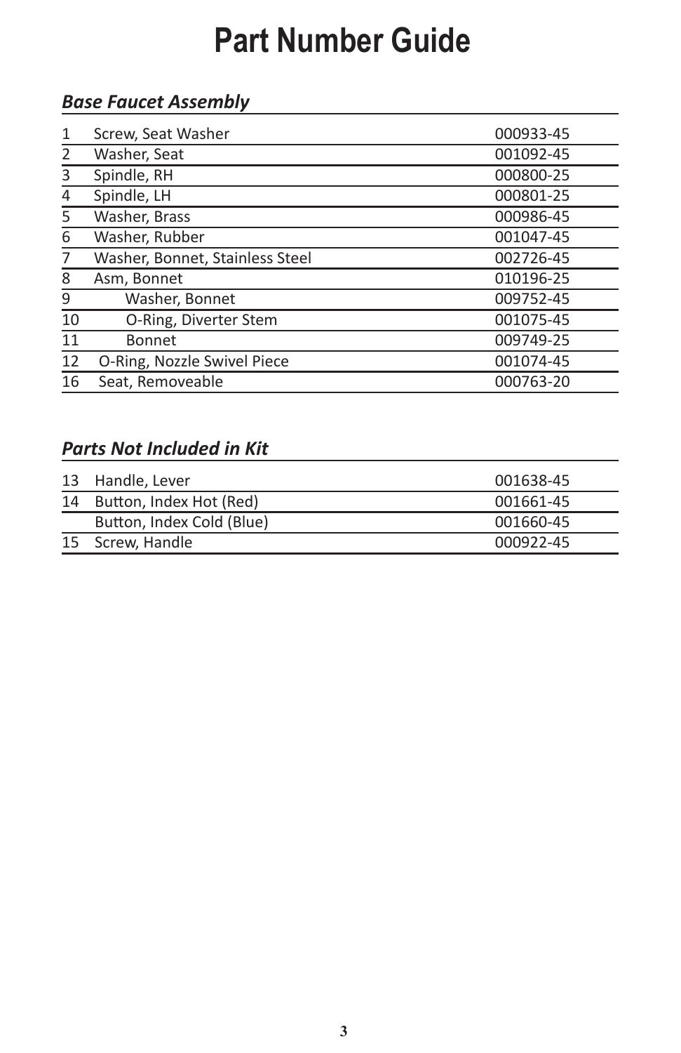# Part Number Guide

### *Base Faucet Assembly*

| | | |
|---|---|---|
| 1 | Screw, Seat Washer | 000933-45 |
| 2 | Washer, Seat | 001092-45 |
| 3 | Spindle, RH | 000800-25 |
| 4 | Spindle, LH | 000801-25 |
| 5 | Washer, Brass | 000986-45 |
| 6 | Washer, Rubber | 001047-45 |
| 7 | Washer, Bonnet, Stainless Steel | 002726-45 |
| 8 | Asm, Bonnet | 010196-25 |
| 9 | Washer, Bonnet | 009752-45 |
| 10 | O-Ring, Diverter Stem | 001075-45 |
| 11 | Bonnet | 009749-25 |
| 12 | O-Ring, Nozzle Swivel Piece | 001074-45 |
| 16 | Seat, Removeable | 000763-20 |

### *Parts Not Included in Kit*

| | | |
|---|---|---|
| 13 | Handle, Lever | 001638-45 |
| 14 | Button, Index Hot (Red) | 001661-45 |
| | Button, Index Cold (Blue) | 001660-45 |
| 15 | Screw, Handle | 000922-45 |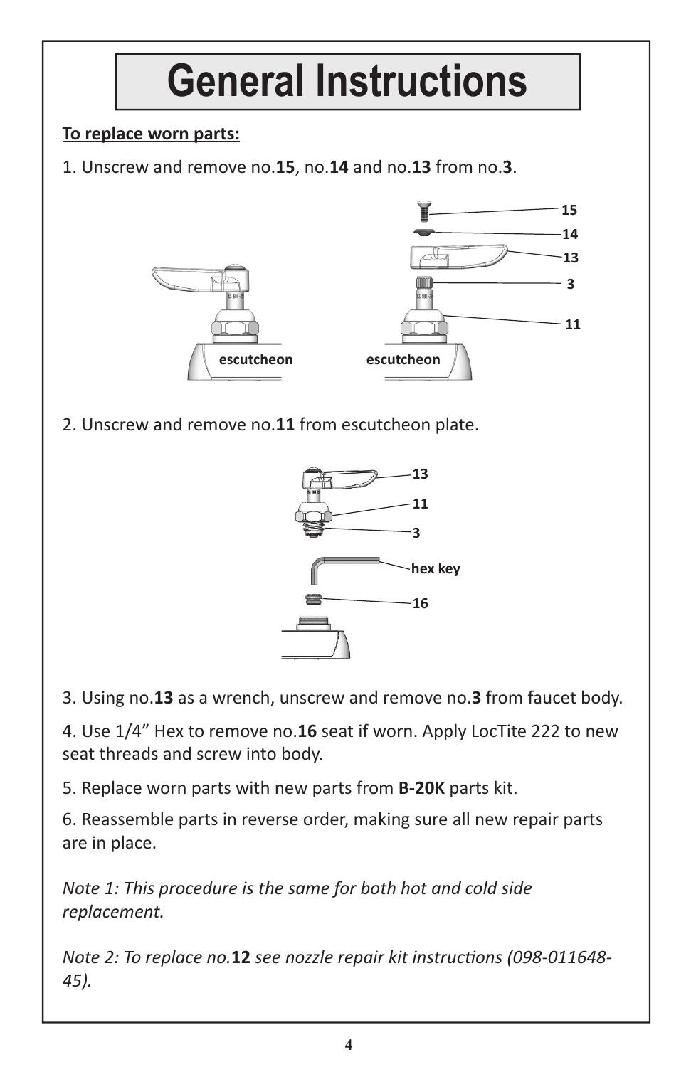# General Instructions

**To replace worn parts:**

1. Unscrew and remove no.**15**, no.**14** and no.**13** from no.**3**.

2. Unscrew and remove no.**11** from escutcheon plate.

3. Using no.**13** as a wrench, unscrew and remove no.**3** from faucet body.

4. Use 1/4" Hex to remove no.**16** seat if worn. Apply LocTite 222 to new seat threads and screw into body.

5. Replace worn parts with new parts from **B-20K** parts kit.

6. Reassemble parts in reverse order, making sure all new repair parts are in place.

*Note 1: This procedure is the same for both hot and cold side replacement.*

*Note 2: To replace no.**12** see nozzle repair kit instructions (098-011648-45).*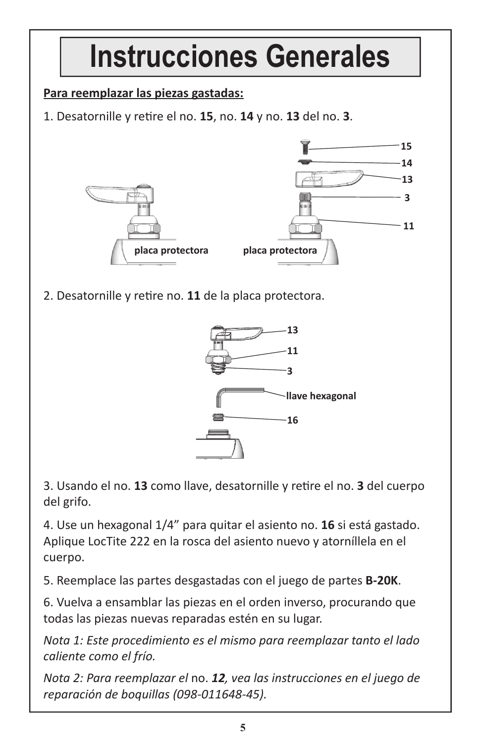# Instrucciones Generales

**Para reemplazar las piezas gastadas:**

1. Desatornille y retire el no. **15**, no. **14** y no. **13** del no. **3**.

2. Desatornille y retire no. **11** de la placa protectora.

3. Usando el no. **13** como llave, desatornille y retire el no. **3** del cuerpo del grifo.

4. Use un hexagonal 1/4” para quitar el asiento no. **16** si está gastado. Aplique LocTite 222 en la rosca del asiento nuevo y atorníllela en el cuerpo.

5. Reemplace las partes desgastadas con el juego de partes **B-20K**.

6. Vuelva a ensamblar las piezas en el orden inverso, procurando que todas las piezas nuevas reparadas estén en su lugar.

*Nota 1: Este procedimiento es el mismo para reemplazar tanto el lado caliente como el frío.*

*Nota 2: Para reemplazar el* no. ***12****, vea las instrucciones en el juego de reparación de boquillas (098-011648-45).*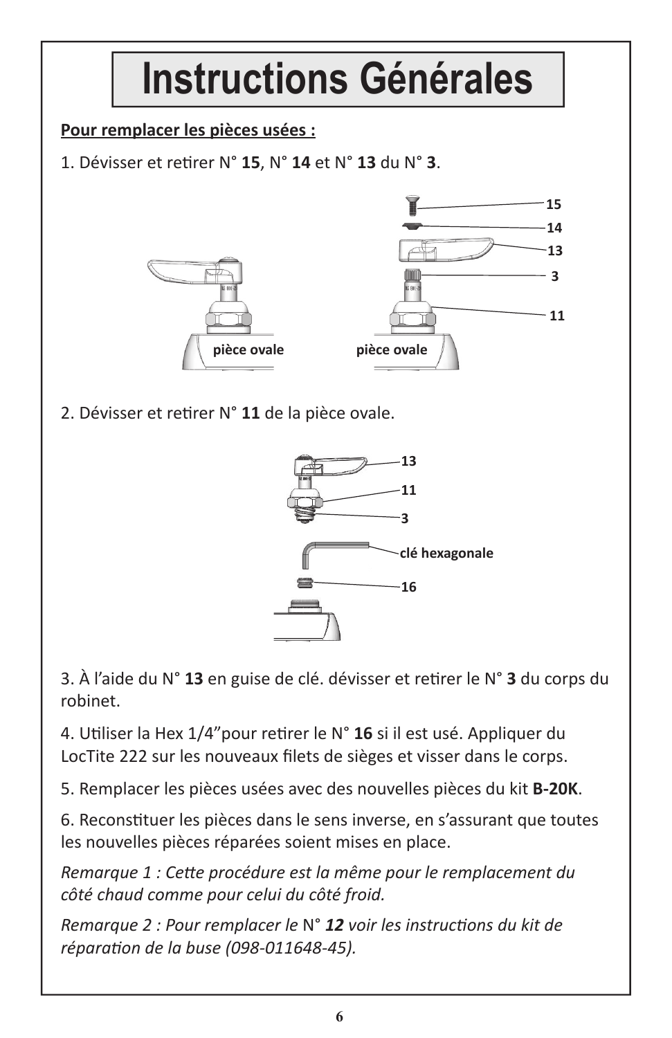# Instructions Générales

**Pour remplacer les pièces usées :**

1. Dévisser et retirer N° **15**, N° **14** et N° **13** du N° **3**.

2. Dévisser et retirer N° **11** de la pièce ovale.

3. À l'aide du N° **13** en guise de clé. dévisser et retirer le N° **3** du corps du robinet.

4. Utiliser la Hex 1/4"pour retirer le N° **16** si il est usé. Appliquer du LocTite 222 sur les nouveaux filets de sièges et visser dans le corps.

5. Remplacer les pièces usées avec des nouvelles pièces du kit **B-20K**.

6. Reconstituer les pièces dans le sens inverse, en s'assurant que toutes les nouvelles pièces réparées soient mises en place.

*Remarque 1 : Cette procédure est la même pour le remplacement du côté chaud comme pour celui du côté froid.*

*Remarque 2 : Pour remplacer le* N° ***12*** *voir les instructions du kit de réparation de la buse (098-011648-45).*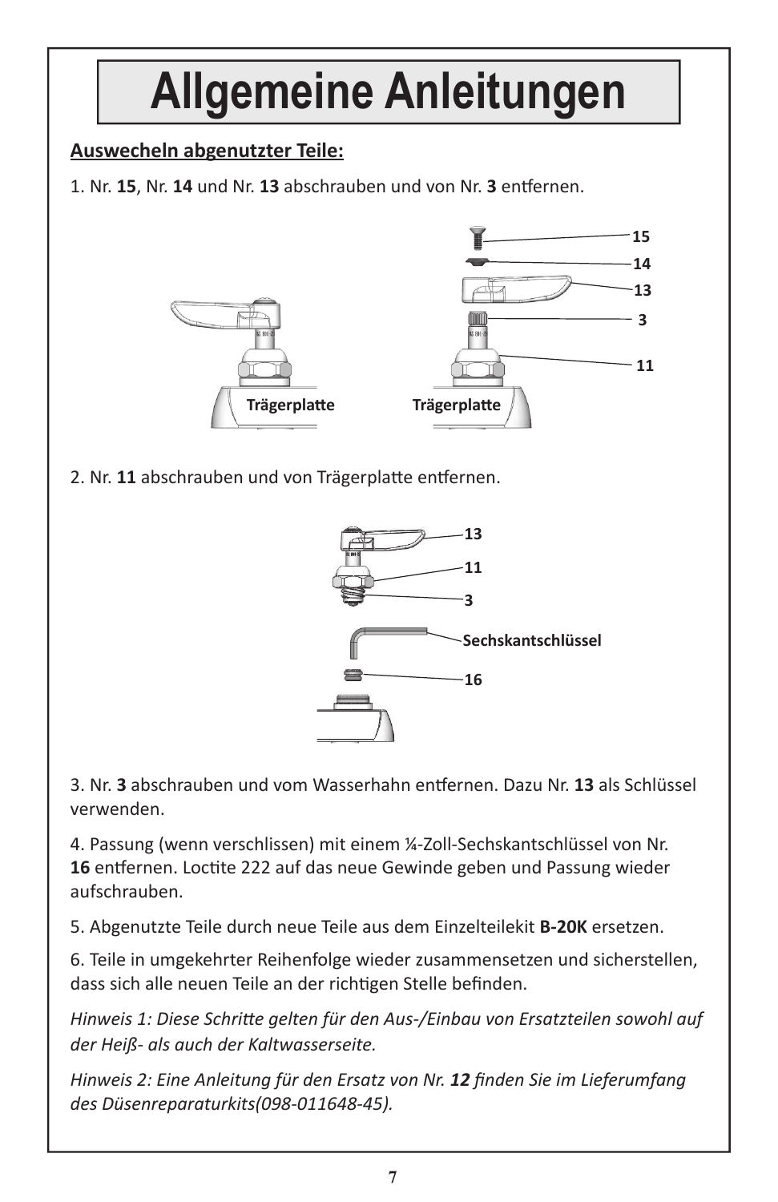# Allgemeine Anleitungen

**Auswecheln abgenutzter Teile:**

1. Nr. **15**, Nr. **14** und Nr. **13** abschrauben und von Nr. **3** entfernen.

2. Nr. **11** abschrauben und von Trägerplatte entfernen.

3. Nr. **3** abschrauben und vom Wasserhahn entfernen. Dazu Nr. **13** als Schlüssel verwenden.

4. Passung (wenn verschlissen) mit einem ¼-Zoll-Sechskantschlüssel von Nr. **16** entfernen. Loctite 222 auf das neue Gewinde geben und Passung wieder aufschrauben.

5. Abgenutzte Teile durch neue Teile aus dem Einzelteilekit **B-20K** ersetzen.

6. Teile in umgekehrter Reihenfolge wieder zusammensetzen und sicherstellen, dass sich alle neuen Teile an der richtigen Stelle befinden.

*Hinweis 1: Diese Schritte gelten für den Aus-/Einbau von Ersatzteilen sowohl auf der Heiß- als auch der Kaltwasserseite.*

*Hinweis 2: Eine Anleitung für den Ersatz von Nr. **12** finden Sie im Lieferumfang des Düsenreparaturkits(098-011648-45).*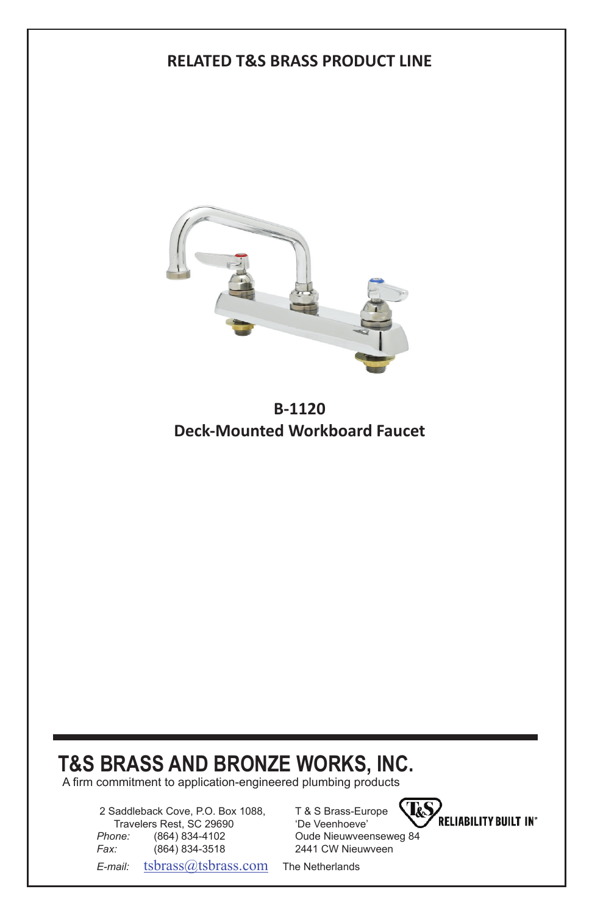## RELATED T&S BRASS PRODUCT LINE

**B-1120**
**Deck-Mounted Workboard Faucet**

# T&S BRASS AND BRONZE WORKS, INC.

A firm commitment to application-engineered plumbing products

2 Saddleback Cove, P.O. Box 1088,
Travelers Rest, SC 29690
*Phone:* (864) 834-4102
*Fax:* (864) 834-3518
*E-mail:* tsbrass@tsbrass.com

T & S Brass-Europe
'De Veenhoeve'
Oude Nieuwveenseweg 84
2441 CW Nieuwveen
The Netherlands

RELIABILITY BUILT IN®